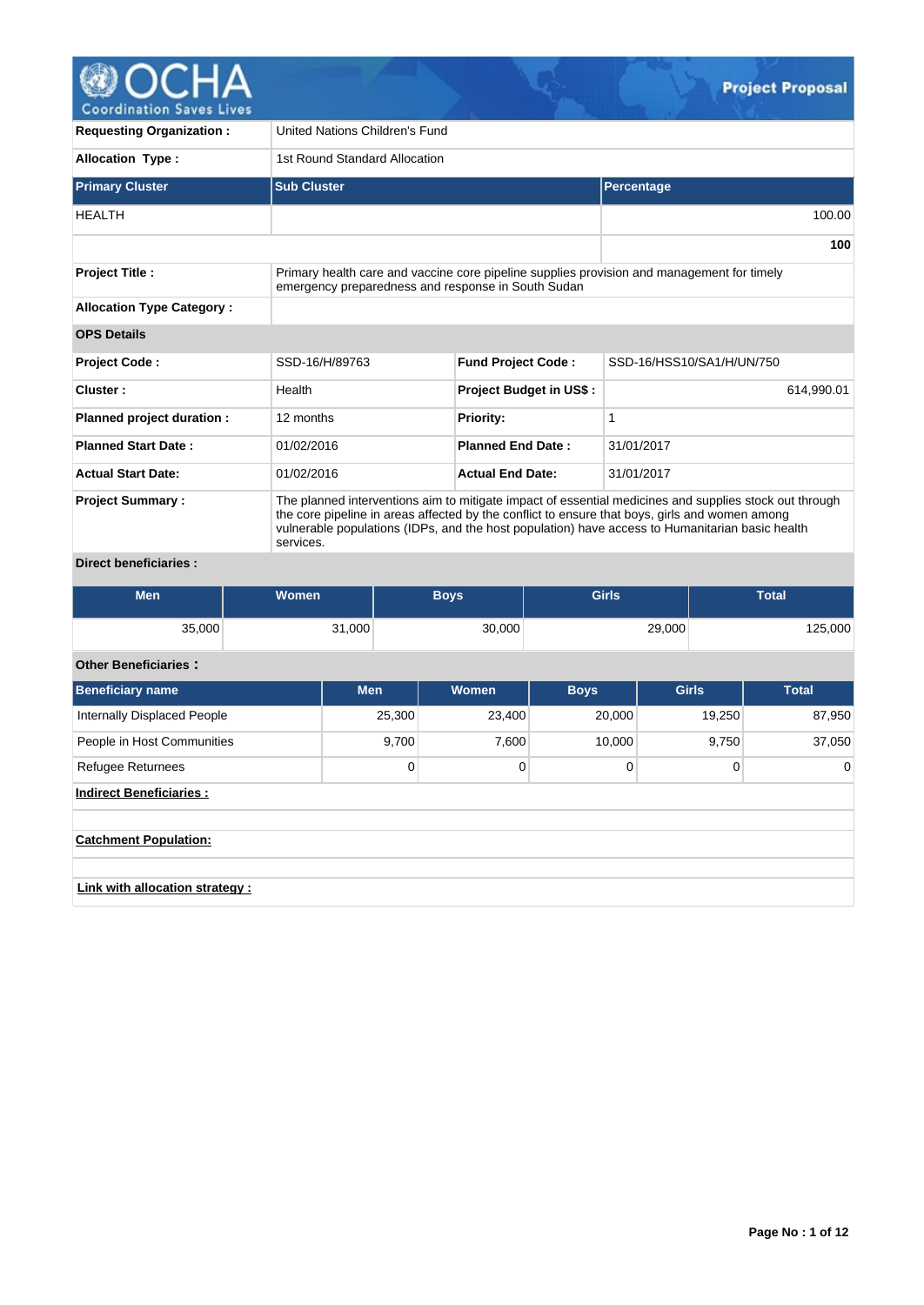# Project Proposal

| | |
|---|---|
| **Requesting Organization :** | United Nations Children's Fund |
| **Allocation Type :** | 1st Round Standard Allocation |

| Primary Cluster | Sub Cluster | Percentage |
|---|---|---|
| HEALTH | | 100.00 |
| | | **100** |

| | |
|---|---|
| **Project Title :** | Primary health care and vaccine core pipeline supplies provision and management for timely emergency preparedness and response in South Sudan |
| **Allocation Type Category :** | |

**OPS Details**

| | | | |
|---|---|---|---|
| **Project Code :** | SSD-16/H/89763 | **Fund Project Code :** | SSD-16/HSS10/SA1/H/UN/750 |
| **Cluster :** | Health | **Project Budget in US$ :** | 614,990.01 |
| **Planned project duration :** | 12 months | **Priority:** | 1 |
| **Planned Start Date :** | 01/02/2016 | **Planned End Date :** | 31/01/2017 |
| **Actual Start Date:** | 01/02/2016 | **Actual End Date:** | 31/01/2017 |

**Project Summary :** The planned interventions aim to mitigate impact of essential medicines and supplies stock out through the core pipeline in areas affected by the conflict to ensure that boys, girls and women among vulnerable populations (IDPs, and the host population) have access to Humanitarian basic health services.

**Direct beneficiaries :**

| Men | Women | Boys | Girls | Total |
|---|---|---|---|---|
| 35,000 | 31,000 | 30,000 | 29,000 | 125,000 |

**Other Beneficiaries :**

| Beneficiary name | Men | Women | Boys | Girls | Total |
|---|---|---|---|---|---|
| Internally Displaced People | 25,300 | 23,400 | 20,000 | 19,250 | 87,950 |
| People in Host Communities | 9,700 | 7,600 | 10,000 | 9,750 | 37,050 |
| Refugee Returnees | 0 | 0 | 0 | 0 | 0 |

**Indirect Beneficiaries :**

**Catchment Population:**

**Link with allocation strategy :**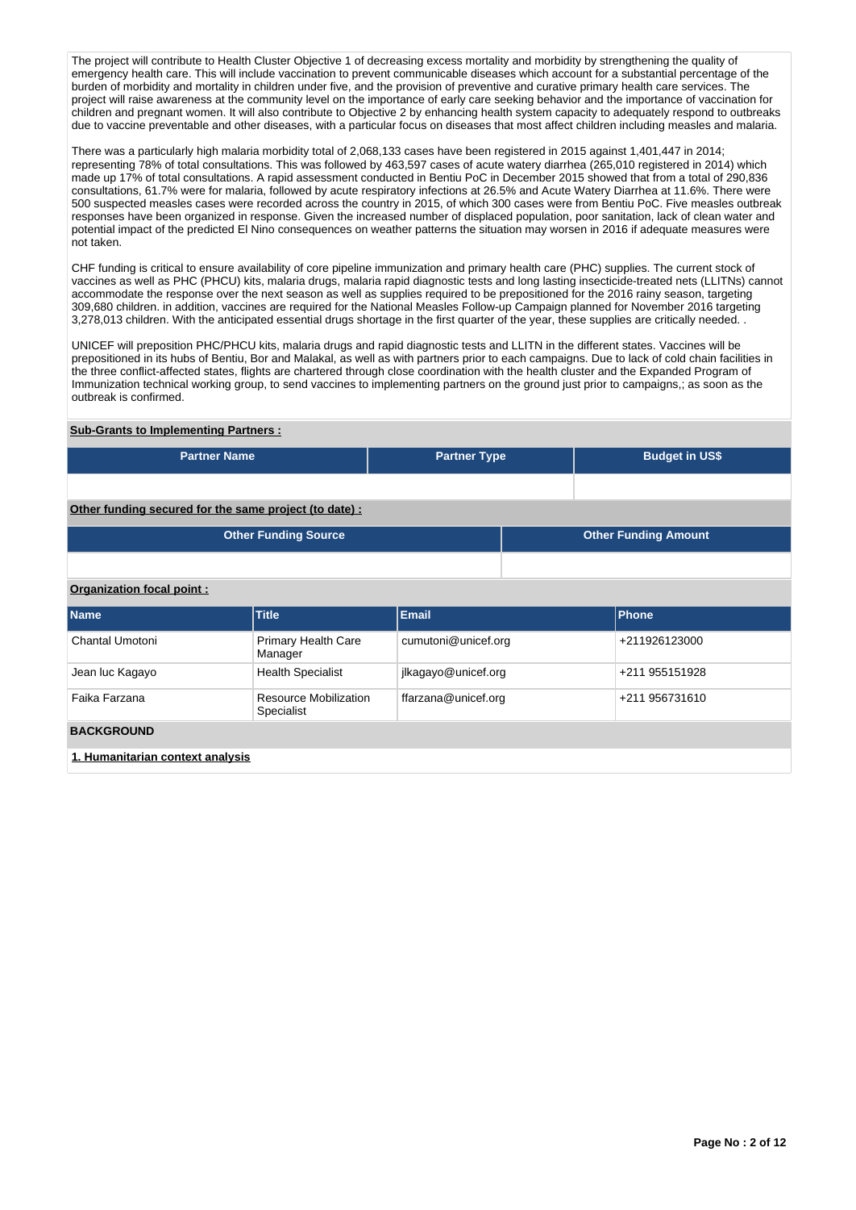The project will contribute to Health Cluster Objective 1 of decreasing excess mortality and morbidity by strengthening the quality of emergency health care. This will include vaccination to prevent communicable diseases which account for a substantial percentage of the burden of morbidity and mortality in children under five, and the provision of preventive and curative primary health care services. The project will raise awareness at the community level on the importance of early care seeking behavior and the importance of vaccination for children and pregnant women. It will also contribute to Objective 2 by enhancing health system capacity to adequately respond to outbreaks due to vaccine preventable and other diseases, with a particular focus on diseases that most affect children including measles and malaria.

There was a particularly high malaria morbidity total of 2,068,133 cases have been registered in 2015 against 1,401,447 in 2014; representing 78% of total consultations. This was followed by 463,597 cases of acute watery diarrhea (265,010 registered in 2014) which made up 17% of total consultations. A rapid assessment conducted in Bentiu PoC in December 2015 showed that from a total of 290,836 consultations, 61.7% were for malaria, followed by acute respiratory infections at 26.5% and Acute Watery Diarrhea at 11.6%. There were 500 suspected measles cases were recorded across the country in 2015, of which 300 cases were from Bentiu PoC. Five measles outbreak responses have been organized in response. Given the increased number of displaced population, poor sanitation, lack of clean water and potential impact of the predicted El Nino consequences on weather patterns the situation may worsen in 2016 if adequate measures were not taken.

CHF funding is critical to ensure availability of core pipeline immunization and primary health care (PHC) supplies. The current stock of vaccines as well as PHC (PHCU) kits, malaria drugs, malaria rapid diagnostic tests and long lasting insecticide-treated nets (LLITNs) cannot accommodate the response over the next season as well as supplies required to be prepositioned for the 2016 rainy season, targeting 309,680 children. in addition, vaccines are required for the National Measles Follow-up Campaign planned for November 2016 targeting 3,278,013 children. With the anticipated essential drugs shortage in the first quarter of the year, these supplies are critically needed. .

UNICEF will preposition PHC/PHCU kits, malaria drugs and rapid diagnostic tests and LLITN in the different states. Vaccines will be prepositioned in its hubs of Bentiu, Bor and Malakal, as well as with partners prior to each campaigns. Due to lack of cold chain facilities in the three conflict-affected states, flights are chartered through close coordination with the health cluster and the Expanded Program of Immunization technical working group, to send vaccines to implementing partners on the ground just prior to campaigns,; as soon as the outbreak is confirmed.

**Sub-Grants to Implementing Partners :**

| Partner Name | Partner Type | Budget in US$ |
|---|---|---|
| | | |

**Other funding secured for the same project (to date) :**

| Other Funding Source | Other Funding Amount |
|---|---|
| | |

**Organization focal point :**

| Name | Title | Email | Phone |
|---|---|---|---|
| Chantal Umotoni | Primary Health Care Manager | cumutoni@unicef.org | +211926123000 |
| Jean luc Kagayo | Health Specialist | jlkagayo@unicef.org | +211 955151928 |
| Faika Farzana | Resource Mobilization Specialist | ffarzana@unicef.org | +211 956731610 |

## BACKGROUND

**1. Humanitarian context analysis**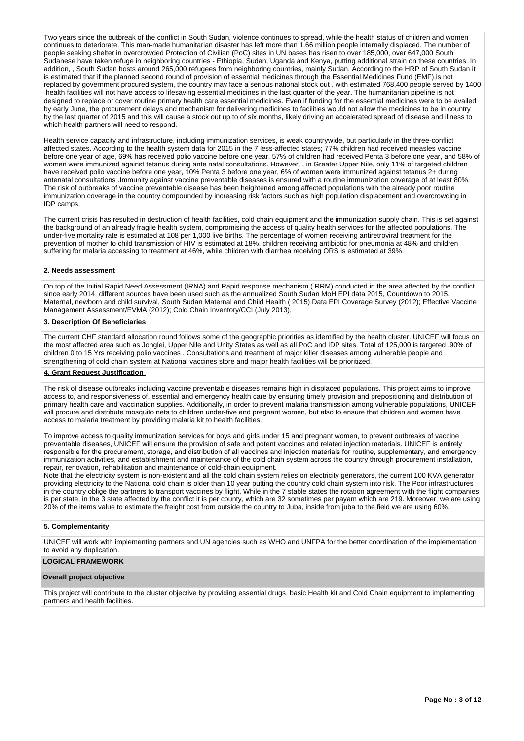Two years since the outbreak of the conflict in South Sudan, violence continues to spread, while the health status of children and women continues to deteriorate. This man-made humanitarian disaster has left more than 1.66 million people internally displaced. The number of people seeking shelter in overcrowded Protection of Civilian (PoC) sites in UN bases has risen to over 185,000, over 647,000 South Sudanese have taken refuge in neighboring countries - Ethiopia, Sudan, Uganda and Kenya, putting additional strain on these countries. In addition, , South Sudan hosts around 265,000 refugees from neighboring countries, mainly Sudan. According to the HRP of South Sudan it is estimated that if the planned second round of provision of essential medicines through the Essential Medicines Fund (EMF),is not replaced by government procured system, the country may face a serious national stock out . with estimated 768,400 people served by 1400 health facilities will not have access to lifesaving essential medicines in the last quarter of the year. The humanitarian pipeline is not designed to replace or cover routine primary health care essential medicines. Even if funding for the essential medicines were to be availed by early June, the procurement delays and mechanism for delivering medicines to facilities would not allow the medicines to be in country by the last quarter of 2015 and this will cause a stock out up to of six months, likely driving an accelerated spread of disease and illness to which health partners will need to respond.

Health service capacity and infrastructure, including immunization services, is weak countrywide, but particularly in the three-conflict affected states. According to the health system data for 2015 in the 7 less-affected states; 77% children had received measles vaccine before one year of age, 69% has received polio vaccine before one year, 57% of children had received Penta 3 before one year, and 58% of women were immunized against tetanus during ante natal consultations. However, , in Greater Upper Nile, only 11% of targeted children have received polio vaccine before one year, 10% Penta 3 before one year, 6% of women were immunized against tetanus 2+ during antenatal consultations .Immunity against vaccine preventable diseases is ensured with a routine immunization coverage of at least 80%. The risk of outbreaks of vaccine preventable disease has been heightened among affected populations with the already poor routine immunization coverage in the country compounded by increasing risk factors such as high population displacement and overcrowding in IDP camps.

The current crisis has resulted in destruction of health facilities, cold chain equipment and the immunization supply chain. This is set against the background of an already fragile health system, compromising the access of quality health services for the affected populations. The under-five mortality rate is estimated at 108 per 1,000 live births. The percentage of women receiving antiretroviral treatment for the prevention of mother to child transmission of HIV is estimated at 18%, children receiving antibiotic for pneumonia at 48% and children suffering for malaria accessing to treatment at 46%, while children with diarrhea receiving ORS is estimated at 39%.

**2. Needs assessment**

On top of the Initial Rapid Need Assessment (IRNA) and Rapid response mechanism ( RRM) conducted in the area affected by the conflict since early 2014, different sources have been used such as the annualized South Sudan MoH EPI data 2015, Countdown to 2015, Maternal, newborn and child survival, South Sudan Maternal and Child Health ( 2015) Data EPI Coverage Survey (2012); Effective Vaccine Management Assessment/EVMA (2012); Cold Chain Inventory/CCI (July 2013),

**3. Description Of Beneficiaries**

The current CHF standard allocation round follows some of the geographic priorities as identified by the health cluster. UNICEF will focus on the most affected area such as Jonglei, Upper Nile and Unity States as well as all PoC and IDP sites. Total of 125,000 is targeted ,90% of children 0 to 15 Yrs receiving polio vaccines . Consultations and treatment of major killer diseases among vulnerable people and strengthening of cold chain system at National vaccines store and major health facilities will be prioritized.

**4. Grant Request Justification**

The risk of disease outbreaks including vaccine preventable diseases remains high in displaced populations. This project aims to improve access to, and responsiveness of, essential and emergency health care by ensuring timely provision and prepositioning and distribution of primary health care and vaccination supplies. Additionally, in order to prevent malaria transmission among vulnerable populations, UNICEF will procure and distribute mosquito nets to children under-five and pregnant women, but also to ensure that children and women have access to malaria treatment by providing malaria kit to health facilities.

To improve access to quality immunization services for boys and girls under 15 and pregnant women, to prevent outbreaks of vaccine preventable diseases, UNICEF will ensure the provision of safe and potent vaccines and related injection materials. UNICEF is entirely responsible for the procurement, storage, and distribution of all vaccines and injection materials for routine, supplementary, and emergency immunization activities, and establishment and maintenance of the cold chain system across the country through procurement installation, repair, renovation, rehabilitation and maintenance of cold-chain equipment.
Note that the electricity system is non-existent and all the cold chain system relies on electricity generators, the current 100 KVA generator providing electricity to the National cold chain is older than 10 year putting the country cold chain system into risk. The Poor infrastructures in the country oblige the partners to transport vaccines by flight. While in the 7 stable states the rotation agreement with the flight companies is per state, in the 3 state affected by the conflict it is per county, which are 32 sometimes per payam which are 219. Moreover, we are using 20% of the items value to estimate the freight cost from outside the country to Juba, inside from juba to the field we are using 60%.

**5. Complementarity**

UNICEF will work with implementing partners and UN agencies such as WHO and UNFPA for the better coordination of the implementation to avoid any duplication.

**LOGICAL FRAMEWORK**

**Overall project objective**

This project will contribute to the cluster objective by providing essential drugs, basic Health kit and Cold Chain equipment to implementing partners and health facilities.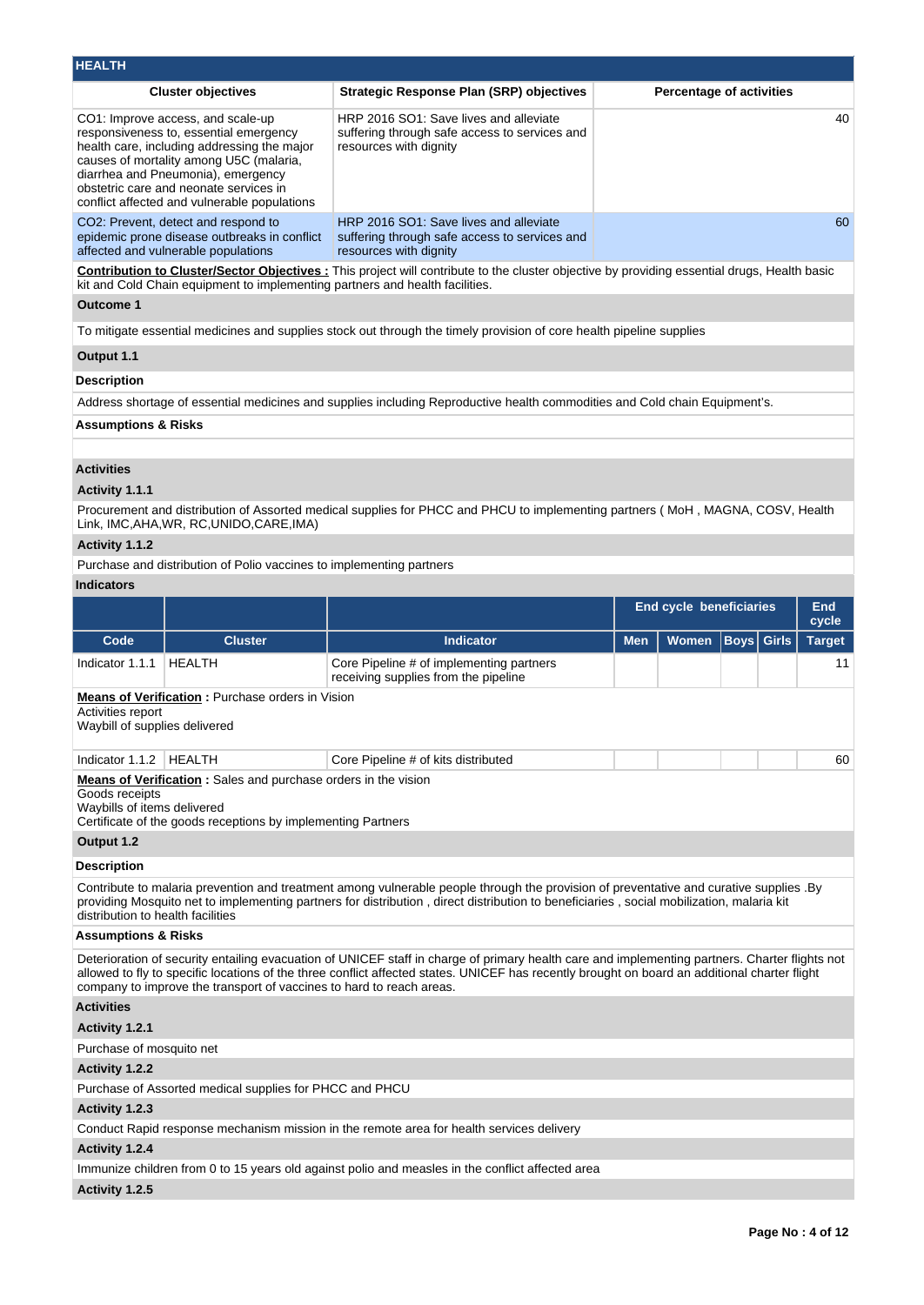## HEALTH

| Cluster objectives | Strategic Response Plan (SRP) objectives | Percentage of activities |
|---|---|---|
| CO1: Improve access, and scale-up responsiveness to, essential emergency health care, including addressing the major causes of mortality among U5C (malaria, diarrhea and Pneumonia), emergency obstetric care and neonate services in conflict affected and vulnerable populations | HRP 2016 SO1: Save lives and alleviate suffering through safe access to services and resources with dignity | 40 |
| CO2: Prevent, detect and respond to epidemic prone disease outbreaks in conflict affected and vulnerable populations | HRP 2016 SO1: Save lives and alleviate suffering through safe access to services and resources with dignity | 60 |

**Contribution to Cluster/Sector Objectives :** This project will contribute to the cluster objective by providing essential drugs, Health basic kit and Cold Chain equipment to implementing partners and health facilities.

**Outcome 1**

To mitigate essential medicines and supplies stock out through the timely provision of core health pipeline supplies

**Output 1.1**

**Description**

Address shortage of essential medicines and supplies including Reproductive health commodities and Cold chain Equipment's.

**Assumptions & Risks**

**Activities**

**Activity 1.1.1**

Procurement and distribution of Assorted medical supplies for PHCC and PHCU to implementing partners ( MoH , MAGNA, COSV, Health Link, IMC,AHA,WR, RC,UNIDO,CARE,IMA)

**Activity 1.1.2**

Purchase and distribution of Polio vaccines to implementing partners

**Indicators**

| | | | End cycle beneficiaries | | | | End cycle |
|---|---|---|---|---|---|---|---|
| Code | Cluster | Indicator | Men | Women | Boys | Girls | Target |
| Indicator 1.1.1 | HEALTH | Core Pipeline # of implementing partners receiving supplies from the pipeline | | | | | 11 |

**Means of Verification :** Purchase orders in Vision
Activities report
Waybill of supplies delivered

| Code | Cluster | Indicator | Men | Women | Boys | Girls | Target |
|---|---|---|---|---|---|---|---|
| Indicator 1.1.2 | HEALTH | Core Pipeline # of kits distributed | | | | | 60 |

**Means of Verification :** Sales and purchase orders in the vision
Goods receipts
Waybills of items delivered
Certificate of the goods receptions by implementing Partners

**Output 1.2**

**Description**

Contribute to malaria prevention and treatment among vulnerable people through the provision of preventative and curative supplies .By providing Mosquito net to implementing partners for distribution , direct distribution to beneficiaries , social mobilization, malaria kit distribution to health facilities

**Assumptions & Risks**

Deterioration of security entailing evacuation of UNICEF staff in charge of primary health care and implementing partners. Charter flights not allowed to fly to specific locations of the three conflict affected states. UNICEF has recently brought on board an additional charter flight company to improve the transport of vaccines to hard to reach areas.

**Activities**

**Activity 1.2.1**

Purchase of mosquito net

**Activity 1.2.2**

Purchase of Assorted medical supplies for PHCC and PHCU

**Activity 1.2.3**

Conduct Rapid response mechanism mission in the remote area for health services delivery

**Activity 1.2.4**

Immunize children from 0 to 15 years old against polio and measles in the conflict affected area

**Activity 1.2.5**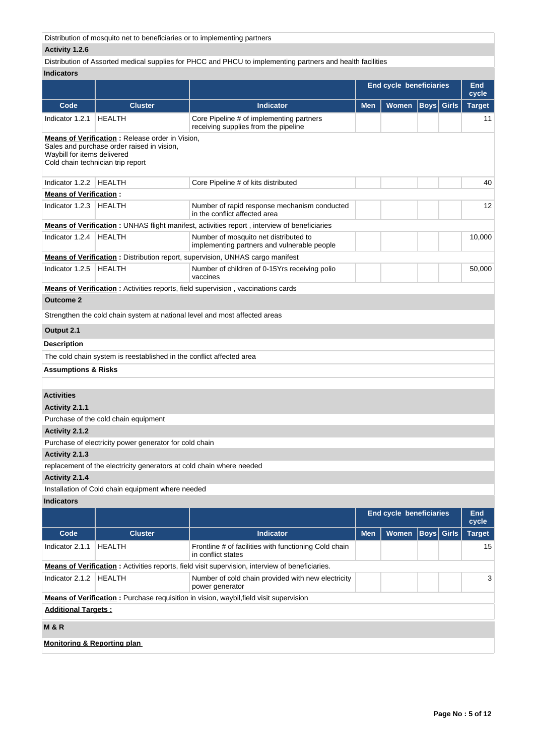Distribution of mosquito net to beneficiaries or to implementing partners

**Activity 1.2.6**

Distribution of Assorted medical supplies for PHCC and PHCU to implementing partners and health facilities

**Indicators**

| | | | End cycle beneficiaries | | | | End cycle |
|---|---|---|---|---|---|---|---|
| **Code** | **Cluster** | **Indicator** | **Men** | **Women** | **Boys** | **Girls** | **Target** |
| Indicator 1.2.1 | HEALTH | Core Pipeline # of implementing partners receiving supplies from the pipeline | | | | | 11 |
| **Means of Verification :** Release order in Vision, Sales and purchase order raised in vision, Waybill for items delivered Cold chain technician trip report | | | | | | | |
| Indicator 1.2.2 | HEALTH | Core Pipeline # of kits distributed | | | | | 40 |
| **Means of Verification :** | | | | | | | |
| Indicator 1.2.3 | HEALTH | Number of rapid response mechanism conducted in the conflict affected area | | | | | 12 |
| **Means of Verification :** UNHAS flight manifest, activities report , interview of beneficiaries | | | | | | | |
| Indicator 1.2.4 | HEALTH | Number of mosquito net distributed to implementing partners and vulnerable people | | | | | 10,000 |
| **Means of Verification :** Distribution report, supervision, UNHAS cargo manifest | | | | | | | |
| Indicator 1.2.5 | HEALTH | Number of children of 0-15Yrs receiving polio vaccines | | | | | 50,000 |
| **Means of Verification :** Activities reports, field supervision , vaccinations cards | | | | | | | |

**Outcome 2**

Strengthen the cold chain system at national level and most affected areas

**Output 2.1**

**Description**

The cold chain system is reestablished in the conflict affected area

**Assumptions & Risks**

**Activities**

**Activity 2.1.1**

Purchase of the cold chain equipment

**Activity 2.1.2**

Purchase of electricity power generator for cold chain

**Activity 2.1.3**

replacement of the electricity generators at cold chain where needed

**Activity 2.1.4**

Installation of Cold chain equipment where needed

**Indicators**

| | | | End cycle beneficiaries | | | | End cycle |
|---|---|---|---|---|---|---|---|
| **Code** | **Cluster** | **Indicator** | **Men** | **Women** | **Boys** | **Girls** | **Target** |
| Indicator 2.1.1 | HEALTH | Frontline # of facilities with functioning Cold chain in conflict states | | | | | 15 |
| **Means of Verification :** Activities reports, field visit supervision, interview of beneficiaries. | | | | | | | |
| Indicator 2.1.2 | HEALTH | Number of cold chain provided with new electricity power generator | | | | | 3 |
| **Means of Verification :** Purchase requisition in vision, waybil,field visit supervision | | | | | | | |

**Additional Targets :**

**M & R**

**Monitoring & Reporting plan**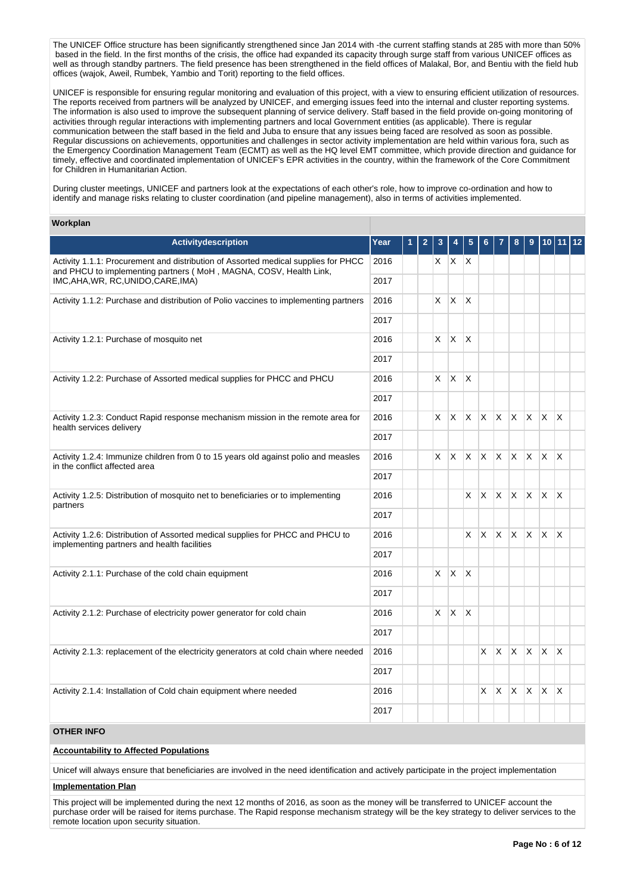The UNICEF Office structure has been significantly strengthened since Jan 2014 with -the current staffing stands at 285 with more than 50% based in the field. In the first months of the crisis, the office had expanded its capacity through surge staff from various UNICEF offices as well as through standby partners. The field presence has been strengthened in the field offices of Malakal, Bor, and Bentiu with the field hub offices (wajok, Aweil, Rumbek, Yambio and Torit) reporting to the field offices.

UNICEF is responsible for ensuring regular monitoring and evaluation of this project, with a view to ensuring efficient utilization of resources. The reports received from partners will be analyzed by UNICEF, and emerging issues feed into the internal and cluster reporting systems. The information is also used to improve the subsequent planning of service delivery. Staff based in the field provide on-going monitoring of activities through regular interactions with implementing partners and local Government entities (as applicable). There is regular communication between the staff based in the field and Juba to ensure that any issues being faced are resolved as soon as possible. Regular discussions on achievements, opportunities and challenges in sector activity implementation are held within various fora, such as the Emergency Coordination Management Team (ECMT) as well as the HQ level EMT committee, which provide direction and guidance for timely, effective and coordinated implementation of UNICEF's EPR activities in the country, within the framework of the Core Commitment for Children in Humanitarian Action.

During cluster meetings, UNICEF and partners look at the expectations of each other's role, how to improve co-ordination and how to identify and manage risks relating to cluster coordination (and pipeline management), also in terms of activities implemented.

## Workplan

| Activitydescription | Year | 1 | 2 | 3 | 4 | 5 | 6 | 7 | 8 | 9 | 10 | 11 | 12 |
|---|---|---|---|---|---|---|---|---|---|---|---|---|---|
| Activity 1.1.1: Procurement and distribution of Assorted medical supplies for PHCC and PHCU to implementing partners ( MoH , MAGNA, COSV, Health Link, IMC,AHA,WR, RC,UNIDO,CARE,IMA) | 2016 | | | X | X | X | | | | | | | |
| | 2017 | | | | | | | | | | | | |
| Activity 1.1.2: Purchase and distribution of Polio vaccines to implementing partners | 2016 | | | X | X | X | | | | | | | |
| | 2017 | | | | | | | | | | | | |
| Activity 1.2.1: Purchase of mosquito net | 2016 | | | X | X | X | | | | | | | |
| | 2017 | | | | | | | | | | | | |
| Activity 1.2.2: Purchase of Assorted medical supplies for PHCC and PHCU | 2016 | | | X | X | X | | | | | | | |
| | 2017 | | | | | | | | | | | | |
| Activity 1.2.3: Conduct Rapid response mechanism mission in the remote area for health services delivery | 2016 | | | X | X | X | X | X | X | X | X | X | |
| | 2017 | | | | | | | | | | | | |
| Activity 1.2.4: Immunize children from 0 to 15 years old against polio and measles in the conflict affected area | 2016 | | | X | X | X | X | X | X | X | X | X | |
| | 2017 | | | | | | | | | | | | |
| Activity 1.2.5: Distribution of mosquito net to beneficiaries or to implementing partners | 2016 | | | | | X | X | X | X | X | X | X | |
| | 2017 | | | | | | | | | | | | |
| Activity 1.2.6: Distribution of Assorted medical supplies for PHCC and PHCU to implementing partners and health facilities | 2016 | | | | | X | X | X | X | X | X | X | |
| | 2017 | | | | | | | | | | | | |
| Activity 2.1.1: Purchase of the cold chain equipment | 2016 | | | X | X | X | | | | | | | |
| | 2017 | | | | | | | | | | | | |
| Activity 2.1.2: Purchase of electricity power generator for cold chain | 2016 | | | X | X | X | | | | | | | |
| | 2017 | | | | | | | | | | | | |
| Activity 2.1.3: replacement of the electricity generators at cold chain where needed | 2016 | | | | | | X | X | X | X | X | X | |
| | 2017 | | | | | | | | | | | | |
| Activity 2.1.4: Installation of Cold chain equipment where needed | 2016 | | | | | | X | X | X | X | X | X | |
| | 2017 | | | | | | | | | | | | |

## OTHER INFO

**Accountability to Affected Populations**

Unicef will always ensure that beneficiaries are involved in the need identification and actively participate in the project implementation

**Implementation Plan**

This project will be implemented during the next 12 months of 2016, as soon as the money will be transferred to UNICEF account the purchase order will be raised for items purchase. The Rapid response mechanism strategy will be the key strategy to deliver services to the remote location upon security situation.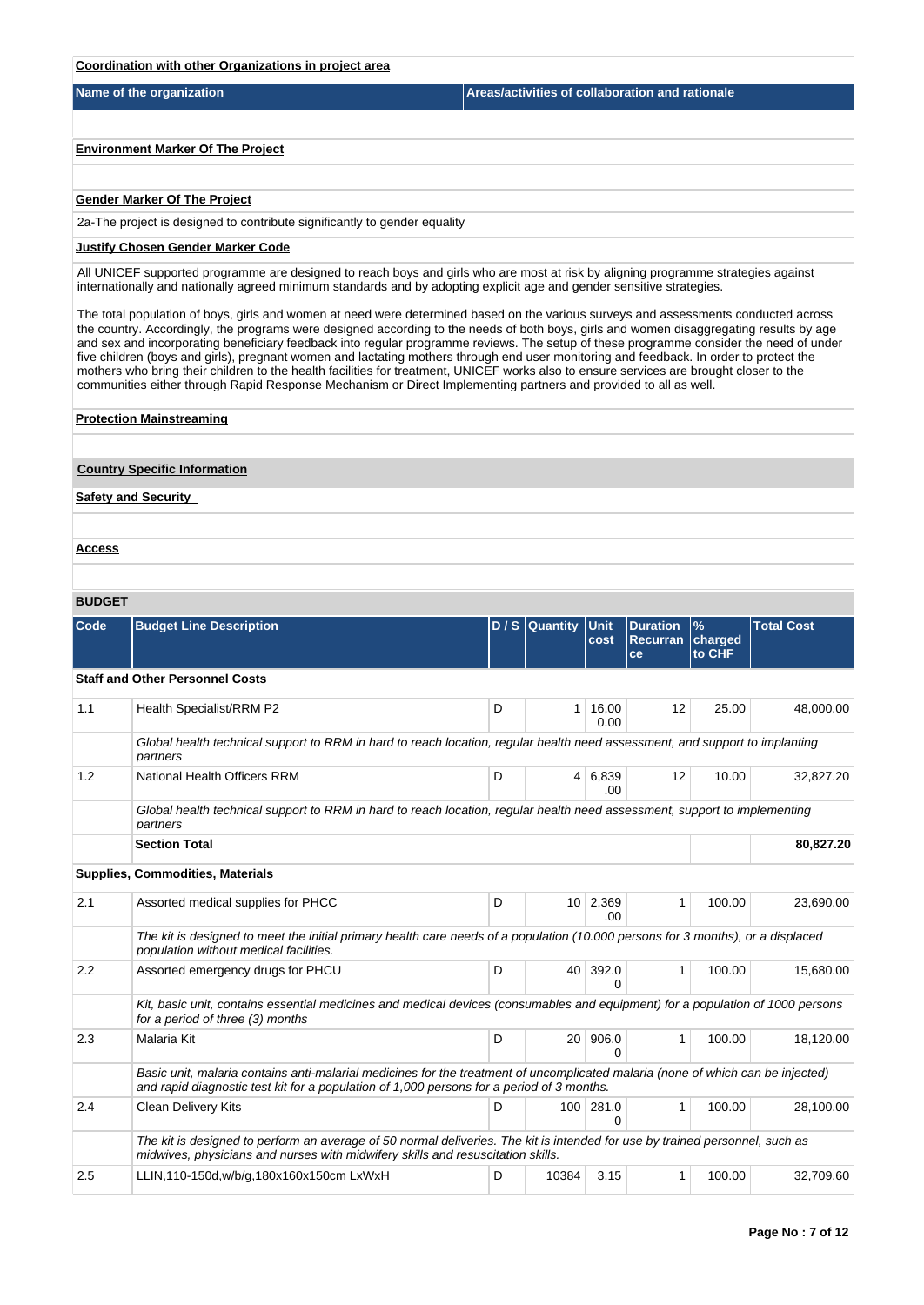**Coordination with other Organizations in project area**

| Name of the organization | Areas/activities of collaboration and rationale |
|---|---|
| | |

**Environment Marker Of The Project**

**Gender Marker Of The Project**

2a-The project is designed to contribute significantly to gender equality

**Justify Chosen Gender Marker Code**

All UNICEF supported programme are designed to reach boys and girls who are most at risk by aligning programme strategies against internationally and nationally agreed minimum standards and by adopting explicit age and gender sensitive strategies.

The total population of boys, girls and women at need were determined based on the various surveys and assessments conducted across the country. Accordingly, the programs were designed according to the needs of both boys, girls and women disaggregating results by age and sex and incorporating beneficiary feedback into regular programme reviews. The setup of these programme consider the need of under five children (boys and girls), pregnant women and lactating mothers through end user monitoring and feedback. In order to protect the mothers who bring their children to the health facilities for treatment, UNICEF works also to ensure services are brought closer to the communities either through Rapid Response Mechanism or Direct Implementing partners and provided to all as well.

**Protection Mainstreaming**

**Country Specific Information**

**Safety and Security**

**Access**

**BUDGET**

| Code | Budget Line Description | D / S | Quantity | Unit cost | Duration Recurrance | % charged to CHF | Total Cost |
|---|---|---|---|---|---|---|---|
| **Staff and Other Personnel Costs** | | | | | | | |
| 1.1 | Health Specialist/RRM P2 | D | 1 | 16,000.00 | 12 | 25.00 | 48,000.00 |
| | *Global health technical support to RRM in hard to reach location, regular health need assessment, and support to implanting partners* | | | | | | |
| 1.2 | National Health Officers RRM | D | 4 | 6,839.00 | 12 | 10.00 | 32,827.20 |
| | *Global health technical support to RRM in hard to reach location, regular health need assessment, support to implementing partners* | | | | | | |
| | **Section Total** | | | | | | **80,827.20** |
| **Supplies, Commodities, Materials** | | | | | | | |
| 2.1 | Assorted medical supplies for PHCC | D | 10 | 2,369.00 | 1 | 100.00 | 23,690.00 |
| | *The kit is designed to meet the initial primary health care needs of a population (10.000 persons for 3 months), or a displaced population without medical facilities.* | | | | | | |
| 2.2 | Assorted emergency drugs for PHCU | D | 40 | 392.00 | 1 | 100.00 | 15,680.00 |
| | *Kit, basic unit, contains essential medicines and medical devices (consumables and equipment) for a population of 1000 persons for a period of three (3) months* | | | | | | |
| 2.3 | Malaria Kit | D | 20 | 906.00 | 1 | 100.00 | 18,120.00 |
| | *Basic unit, malaria contains anti-malarial medicines for the treatment of uncomplicated malaria (none of which can be injected) and rapid diagnostic test kit for a population of 1,000 persons for a period of 3 months.* | | | | | | |
| 2.4 | Clean Delivery Kits | D | 100 | 281.00 | 1 | 100.00 | 28,100.00 |
| | *The kit is designed to perform an average of 50 normal deliveries. The kit is intended for use by trained personnel, such as midwives, physicians and nurses with midwifery skills and resuscitation skills.* | | | | | | |
| 2.5 | LLIN,110-150d,w/b/g,180x160x150cm LxWxH | D | 10384 | 3.15 | 1 | 100.00 | 32,709.60 |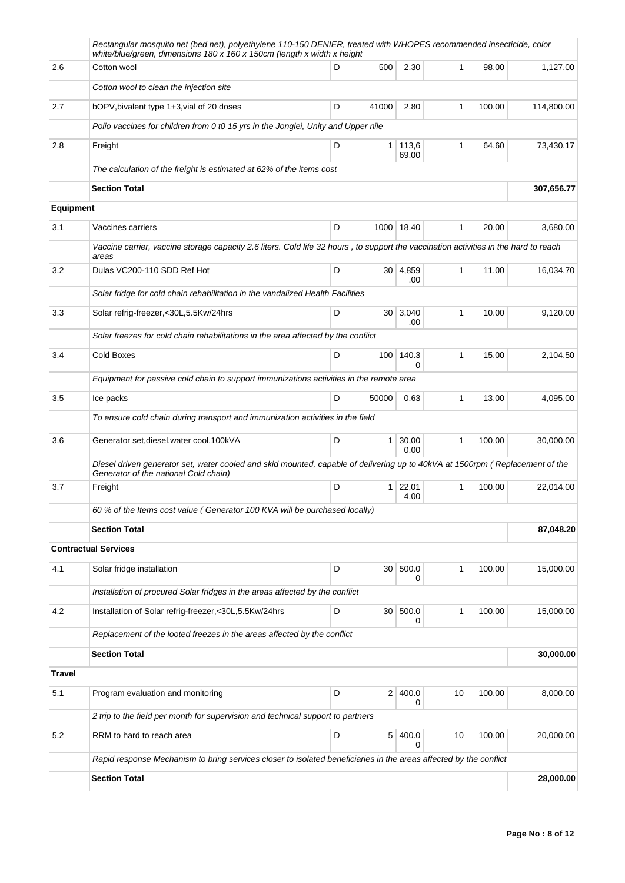| | | | | | | | |
|---|---|---|---|---|---|---|---|
| | *Rectangular mosquito net (bed net), polyethylene 110-150 DENIER, treated with WHOPES recommended insecticide, color white/blue/green, dimensions 180 x 160 x 150cm (length x width x height* | | | | | | |
| 2.6 | Cotton wool | D | 500 | 2.30 | 1 | 98.00 | 1,127.00 |
| | *Cotton wool to clean the injection site* | | | | | | |
| 2.7 | bOPV,bivalent type 1+3,vial of 20 doses | D | 41000 | 2.80 | 1 | 100.00 | 114,800.00 |
| | *Polio vaccines for children from 0 t0 15 yrs in the Jonglei, Unity and Upper nile* | | | | | | |
| 2.8 | Freight | D | 1 | 113,669.00 | 1 | 64.60 | 73,430.17 |
| | *The calculation of the freight is estimated at 62% of the items cost* | | | | | | |
| | **Section Total** | | | | | | **307,656.77** |
| **Equipment** | | | | | | | |
| 3.1 | Vaccines carriers | D | 1000 | 18.40 | 1 | 20.00 | 3,680.00 |
| | *Vaccine carrier, vaccine storage capacity 2.6 liters. Cold life 32 hours , to support the vaccination activities in the hard to reach areas* | | | | | | |
| 3.2 | Dulas VC200-110 SDD Ref Hot | D | 30 | 4,859.00 | 1 | 11.00 | 16,034.70 |
| | *Solar fridge for cold chain rehabilitation in the vandalized Health Facilities* | | | | | | |
| 3.3 | Solar refrig-freezer,<30L,5.5Kw/24hrs | D | 30 | 3,040.00 | 1 | 10.00 | 9,120.00 |
| | *Solar freezes for cold chain rehabilitations in the area affected by the conflict* | | | | | | |
| 3.4 | Cold Boxes | D | 100 | 140.30 | 1 | 15.00 | 2,104.50 |
| | *Equipment for passive cold chain to support immunizations activities in the remote area* | | | | | | |
| 3.5 | Ice packs | D | 50000 | 0.63 | 1 | 13.00 | 4,095.00 |
| | *To ensure cold chain during transport and immunization activities in the field* | | | | | | |
| 3.6 | Generator set,diesel,water cool,100kVA | D | 1 | 30,000.00 | 1 | 100.00 | 30,000.00 |
| | *Diesel driven generator set, water cooled and skid mounted, capable of delivering up to 40kVA at 1500rpm ( Replacement of the Generator of the national Cold chain)* | | | | | | |
| 3.7 | Freight | D | 1 | 22,014.00 | 1 | 100.00 | 22,014.00 |
| | *60 % of the Items cost value ( Generator 100 KVA will be purchased locally)* | | | | | | |
| | **Section Total** | | | | | | **87,048.20** |
| **Contractual Services** | | | | | | | |
| 4.1 | Solar fridge installation | D | 30 | 500.00 | 1 | 100.00 | 15,000.00 |
| | *Installation of procured Solar fridges in the areas affected by the conflict* | | | | | | |
| 4.2 | Installation of Solar refrig-freezer,<30L,5.5Kw/24hrs | D | 30 | 500.00 | 1 | 100.00 | 15,000.00 |
| | *Replacement of the looted freezes in the areas affected by the conflict* | | | | | | |
| | **Section Total** | | | | | | **30,000.00** |
| **Travel** | | | | | | | |
| 5.1 | Program evaluation and monitoring | D | 2 | 400.00 | 10 | 100.00 | 8,000.00 |
| | *2 trip to the field per month for supervision and technical support to partners* | | | | | | |
| 5.2 | RRM to hard to reach area | D | 5 | 400.00 | 10 | 100.00 | 20,000.00 |
| | *Rapid response Mechanism to bring services closer to isolated beneficiaries in the areas affected by the conflict* | | | | | | |
| | **Section Total** | | | | | | **28,000.00** |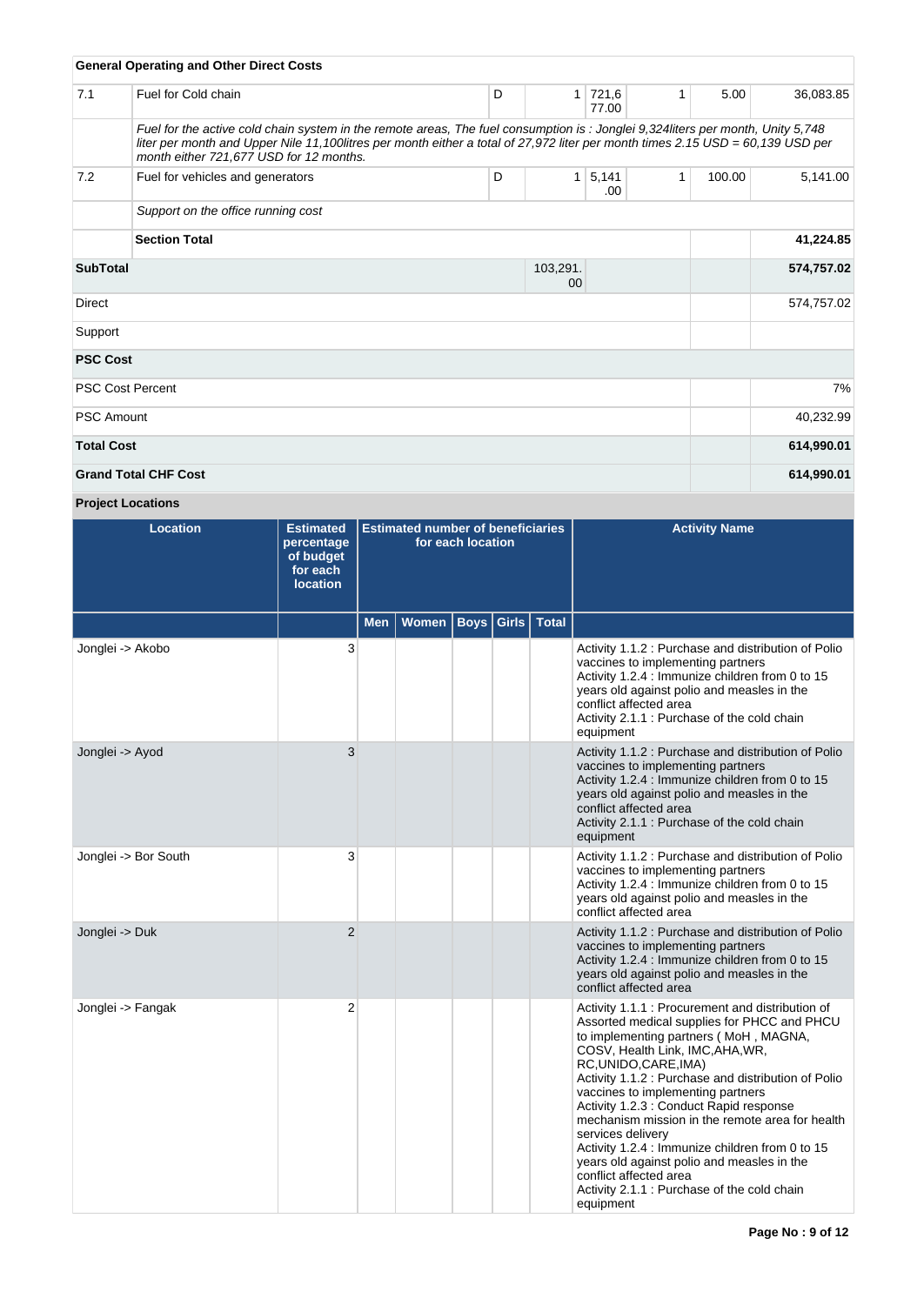| General Operating and Other Direct Costs | | | | | | | |
|---|---|---|---|---|---|---|---|
| 7.1 | Fuel for Cold chain | D | 1 | 721,677.00 | 1 | 5.00 | 36,083.85 |
| | *Fuel for the active cold chain system in the remote areas, The fuel consumption is : Jonglei 9,324liters per month, Unity 5,748 liter per month and Upper Nile 11,100litres per month either a total of 27,972 liter per month times 2.15 USD = 60,139 USD per month either 721,677 USD for 12 months.* | | | | | | |
| 7.2 | Fuel for vehicles and generators | D | 1 | 5,141.00 | 1 | 100.00 | 5,141.00 |
| | *Support on the office running cost* | | | | | | |
| | **Section Total** | | | | | | **41,224.85** |
| **SubTotal** | | | 103,291.00 | | | | **574,757.02** |
| Direct | | | | | | | 574,757.02 |
| Support | | | | | | | |
| **PSC Cost** | | | | | | | |
| PSC Cost Percent | | | | | | | 7% |
| PSC Amount | | | | | | | 40,232.99 |
| **Total Cost** | | | | | | | **614,990.01** |
| **Grand Total CHF Cost** | | | | | | | **614,990.01** |

## Project Locations

| Location | Estimated percentage of budget for each location | Estimated number of beneficiaries for each location | | | | | Activity Name |
|---|---|---|---|---|---|---|---|
| | | Men | Women | Boys | Girls | Total | |
| Jonglei -> Akobo | 3 | | | | | | Activity 1.1.2 : Purchase and distribution of Polio vaccines to implementing partners<br>Activity 1.2.4 : Immunize children from 0 to 15 years old against polio and measles in the conflict affected area<br>Activity 2.1.1 : Purchase of the cold chain equipment |
| Jonglei -> Ayod | 3 | | | | | | Activity 1.1.2 : Purchase and distribution of Polio vaccines to implementing partners<br>Activity 1.2.4 : Immunize children from 0 to 15 years old against polio and measles in the conflict affected area<br>Activity 2.1.1 : Purchase of the cold chain equipment |
| Jonglei -> Bor South | 3 | | | | | | Activity 1.1.2 : Purchase and distribution of Polio vaccines to implementing partners<br>Activity 1.2.4 : Immunize children from 0 to 15 years old against polio and measles in the conflict affected area |
| Jonglei -> Duk | 2 | | | | | | Activity 1.1.2 : Purchase and distribution of Polio vaccines to implementing partners<br>Activity 1.2.4 : Immunize children from 0 to 15 years old against polio and measles in the conflict affected area |
| Jonglei -> Fangak | 2 | | | | | | Activity 1.1.1 : Procurement and distribution of Assorted medical supplies for PHCC and PHCU to implementing partners ( MoH , MAGNA, COSV, Health Link, IMC,AHA,WR, RC,UNIDO,CARE,IMA)<br>Activity 1.1.2 : Purchase and distribution of Polio vaccines to implementing partners<br>Activity 1.2.3 : Conduct Rapid response mechanism mission in the remote area for health services delivery<br>Activity 1.2.4 : Immunize children from 0 to 15 years old against polio and measles in the conflict affected area<br>Activity 2.1.1 : Purchase of the cold chain equipment |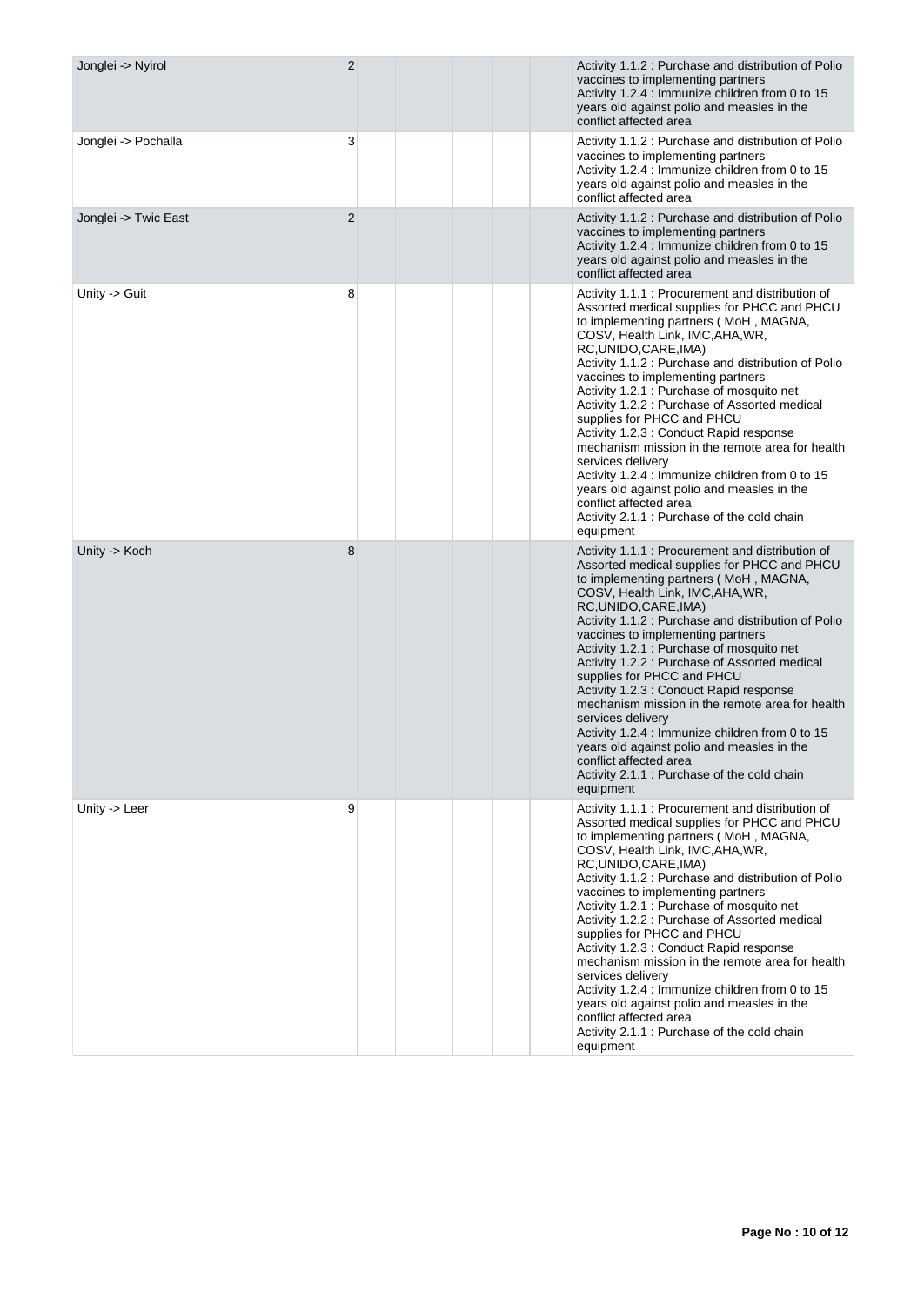| | | | | | | |
|---|---|---|---|---|---|---|
| Jonglei -> Nyirol | 2 | | | | | Activity 1.1.2 : Purchase and distribution of Polio vaccines to implementing partners<br>Activity 1.2.4 : Immunize children from 0 to 15 years old against polio and measles in the conflict affected area |
| Jonglei -> Pochalla | 3 | | | | | Activity 1.1.2 : Purchase and distribution of Polio vaccines to implementing partners<br>Activity 1.2.4 : Immunize children from 0 to 15 years old against polio and measles in the conflict affected area |
| Jonglei -> Twic East | 2 | | | | | Activity 1.1.2 : Purchase and distribution of Polio vaccines to implementing partners<br>Activity 1.2.4 : Immunize children from 0 to 15 years old against polio and measles in the conflict affected area |
| Unity -> Guit | 8 | | | | | Activity 1.1.1 : Procurement and distribution of Assorted medical supplies for PHCC and PHCU to implementing partners ( MoH , MAGNA, COSV, Health Link, IMC,AHA,WR, RC,UNIDO,CARE,IMA)<br>Activity 1.1.2 : Purchase and distribution of Polio vaccines to implementing partners<br>Activity 1.2.1 : Purchase of mosquito net<br>Activity 1.2.2 : Purchase of Assorted medical supplies for PHCC and PHCU<br>Activity 1.2.3 : Conduct Rapid response mechanism mission in the remote area for health services delivery<br>Activity 1.2.4 : Immunize children from 0 to 15 years old against polio and measles in the conflict affected area<br>Activity 2.1.1 : Purchase of the cold chain equipment |
| Unity -> Koch | 8 | | | | | Activity 1.1.1 : Procurement and distribution of Assorted medical supplies for PHCC and PHCU to implementing partners ( MoH , MAGNA, COSV, Health Link, IMC,AHA,WR, RC,UNIDO,CARE,IMA)<br>Activity 1.1.2 : Purchase and distribution of Polio vaccines to implementing partners<br>Activity 1.2.1 : Purchase of mosquito net<br>Activity 1.2.2 : Purchase of Assorted medical supplies for PHCC and PHCU<br>Activity 1.2.3 : Conduct Rapid response mechanism mission in the remote area for health services delivery<br>Activity 1.2.4 : Immunize children from 0 to 15 years old against polio and measles in the conflict affected area<br>Activity 2.1.1 : Purchase of the cold chain equipment |
| Unity -> Leer | 9 | | | | | Activity 1.1.1 : Procurement and distribution of Assorted medical supplies for PHCC and PHCU to implementing partners ( MoH , MAGNA, COSV, Health Link, IMC,AHA,WR, RC,UNIDO,CARE,IMA)<br>Activity 1.1.2 : Purchase and distribution of Polio vaccines to implementing partners<br>Activity 1.2.1 : Purchase of mosquito net<br>Activity 1.2.2 : Purchase of Assorted medical supplies for PHCC and PHCU<br>Activity 1.2.3 : Conduct Rapid response mechanism mission in the remote area for health services delivery<br>Activity 1.2.4 : Immunize children from 0 to 15 years old against polio and measles in the conflict affected area<br>Activity 2.1.1 : Purchase of the cold chain equipment |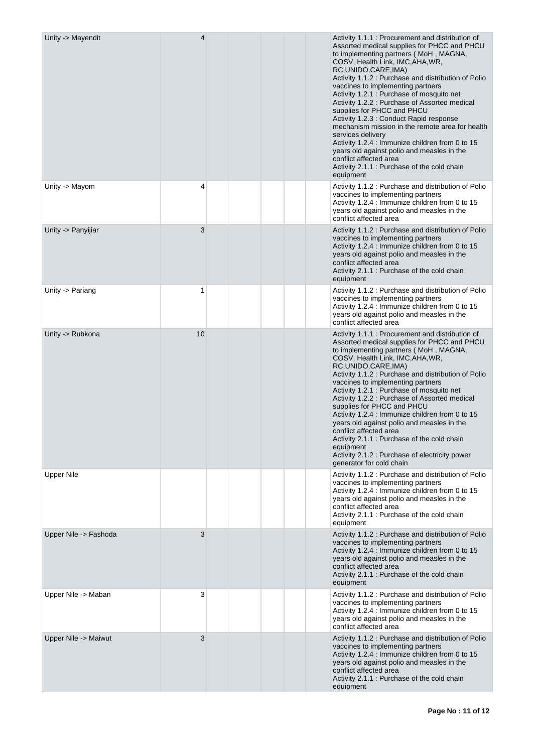| | | | | | | |
|---|---|---|---|---|---|---|
| Unity -> Mayendit | 4 | | | | | Activity 1.1.1 : Procurement and distribution of Assorted medical supplies for PHCC and PHCU to implementing partners ( MoH , MAGNA, COSV, Health Link, IMC,AHA,WR, RC,UNIDO,CARE,IMA)<br>Activity 1.1.2 : Purchase and distribution of Polio vaccines to implementing partners<br>Activity 1.2.1 : Purchase of mosquito net<br>Activity 1.2.2 : Purchase of Assorted medical supplies for PHCC and PHCU<br>Activity 1.2.3 : Conduct Rapid response mechanism mission in the remote area for health services delivery<br>Activity 1.2.4 : Immunize children from 0 to 15 years old against polio and measles in the conflict affected area<br>Activity 2.1.1 : Purchase of the cold chain equipment |
| Unity -> Mayom | 4 | | | | | Activity 1.1.2 : Purchase and distribution of Polio vaccines to implementing partners<br>Activity 1.2.4 : Immunize children from 0 to 15 years old against polio and measles in the conflict affected area |
| Unity -> Panyijiar | 3 | | | | | Activity 1.1.2 : Purchase and distribution of Polio vaccines to implementing partners<br>Activity 1.2.4 : Immunize children from 0 to 15 years old against polio and measles in the conflict affected area<br>Activity 2.1.1 : Purchase of the cold chain equipment |
| Unity -> Pariang | 1 | | | | | Activity 1.1.2 : Purchase and distribution of Polio vaccines to implementing partners<br>Activity 1.2.4 : Immunize children from 0 to 15 years old against polio and measles in the conflict affected area |
| Unity -> Rubkona | 10 | | | | | Activity 1.1.1 : Procurement and distribution of Assorted medical supplies for PHCC and PHCU to implementing partners ( MoH , MAGNA, COSV, Health Link, IMC,AHA,WR, RC,UNIDO,CARE,IMA)<br>Activity 1.1.2 : Purchase and distribution of Polio vaccines to implementing partners<br>Activity 1.2.1 : Purchase of mosquito net<br>Activity 1.2.2 : Purchase of Assorted medical supplies for PHCC and PHCU<br>Activity 1.2.4 : Immunize children from 0 to 15 years old against polio and measles in the conflict affected area<br>Activity 2.1.1 : Purchase of the cold chain equipment<br>Activity 2.1.2 : Purchase of electricity power generator for cold chain |
| Upper Nile | | | | | | Activity 1.1.2 : Purchase and distribution of Polio vaccines to implementing partners<br>Activity 1.2.4 : Immunize children from 0 to 15 years old against polio and measles in the conflict affected area<br>Activity 2.1.1 : Purchase of the cold chain equipment |
| Upper Nile -> Fashoda | 3 | | | | | Activity 1.1.2 : Purchase and distribution of Polio vaccines to implementing partners<br>Activity 1.2.4 : Immunize children from 0 to 15 years old against polio and measles in the conflict affected area<br>Activity 2.1.1 : Purchase of the cold chain equipment |
| Upper Nile -> Maban | 3 | | | | | Activity 1.1.2 : Purchase and distribution of Polio vaccines to implementing partners<br>Activity 1.2.4 : Immunize children from 0 to 15 years old against polio and measles in the conflict affected area |
| Upper Nile -> Maiwut | 3 | | | | | Activity 1.1.2 : Purchase and distribution of Polio vaccines to implementing partners<br>Activity 1.2.4 : Immunize children from 0 to 15 years old against polio and measles in the conflict affected area<br>Activity 2.1.1 : Purchase of the cold chain equipment |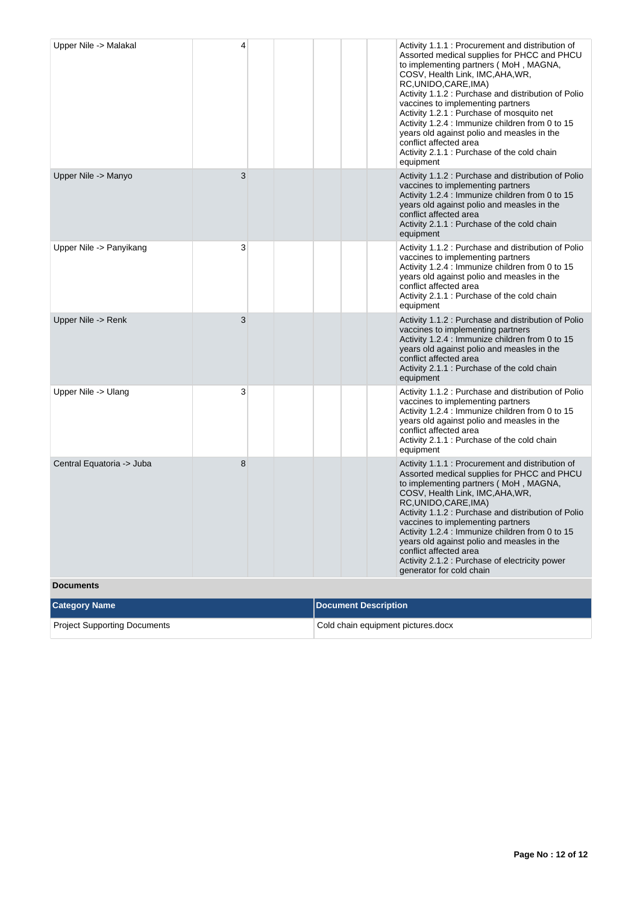| | | | | | | | |
|---|---|---|---|---|---|---|---|
| Upper Nile -> Malakal | 4 | | | | | | Activity 1.1.1 : Procurement and distribution of Assorted medical supplies for PHCC and PHCU to implementing partners ( MoH , MAGNA, COSV, Health Link, IMC,AHA,WR, RC,UNIDO,CARE,IMA)<br>Activity 1.1.2 : Purchase and distribution of Polio vaccines to implementing partners<br>Activity 1.2.1 : Purchase of mosquito net<br>Activity 1.2.4 : Immunize children from 0 to 15 years old against polio and measles in the conflict affected area<br>Activity 2.1.1 : Purchase of the cold chain equipment |
| Upper Nile -> Manyo | 3 | | | | | | Activity 1.1.2 : Purchase and distribution of Polio vaccines to implementing partners<br>Activity 1.2.4 : Immunize children from 0 to 15 years old against polio and measles in the conflict affected area<br>Activity 2.1.1 : Purchase of the cold chain equipment |
| Upper Nile -> Panyikang | 3 | | | | | | Activity 1.1.2 : Purchase and distribution of Polio vaccines to implementing partners<br>Activity 1.2.4 : Immunize children from 0 to 15 years old against polio and measles in the conflict affected area<br>Activity 2.1.1 : Purchase of the cold chain equipment |
| Upper Nile -> Renk | 3 | | | | | | Activity 1.1.2 : Purchase and distribution of Polio vaccines to implementing partners<br>Activity 1.2.4 : Immunize children from 0 to 15 years old against polio and measles in the conflict affected area<br>Activity 2.1.1 : Purchase of the cold chain equipment |
| Upper Nile -> Ulang | 3 | | | | | | Activity 1.1.2 : Purchase and distribution of Polio vaccines to implementing partners<br>Activity 1.2.4 : Immunize children from 0 to 15 years old against polio and measles in the conflict affected area<br>Activity 2.1.1 : Purchase of the cold chain equipment |
| Central Equatoria -> Juba | 8 | | | | | | Activity 1.1.1 : Procurement and distribution of Assorted medical supplies for PHCC and PHCU to implementing partners ( MoH , MAGNA, COSV, Health Link, IMC,AHA,WR, RC,UNIDO,CARE,IMA)<br>Activity 1.1.2 : Purchase and distribution of Polio vaccines to implementing partners<br>Activity 1.2.4 : Immunize children from 0 to 15 years old against polio and measles in the conflict affected area<br>Activity 2.1.2 : Purchase of electricity power generator for cold chain |

**Documents**

| Category Name | Document Description |
|---|---|
| Project Supporting Documents | Cold chain equipment pictures.docx |